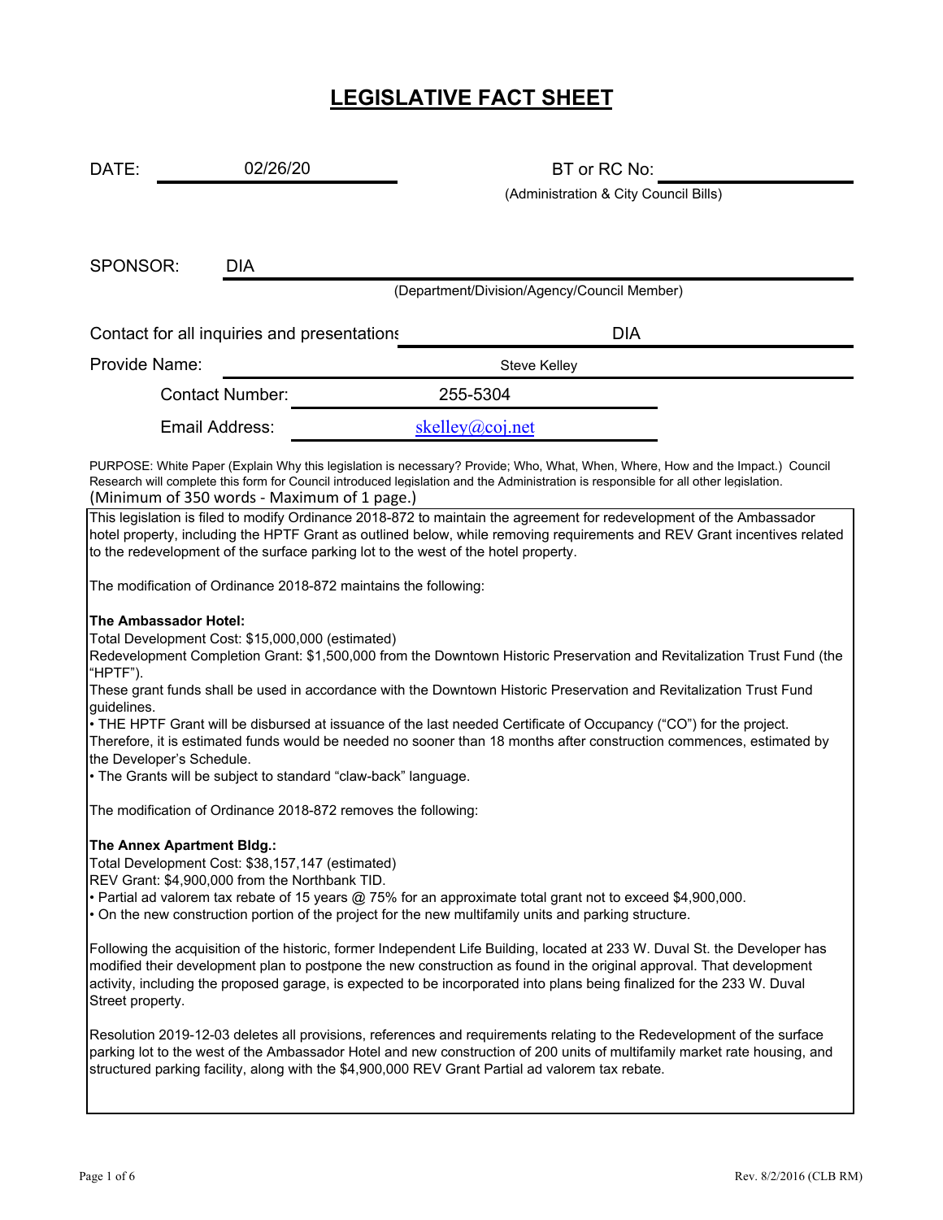# LEGISLATIVE FACT SHEET

DATE: 02/26/20

BT or RC No: 
(Administration & City Council Bills)

SPONSOR: DIA
(Department/Division/Agency/Council Member)

Contact for all inquiries and presentations: DIA

Provide Name: Steve Kelley

Contact Number: 255-5304

Email Address: skelley@coj.net

PURPOSE: White Paper (Explain Why this legislation is necessary? Provide; Who, What, When, Where, How and the Impact.) Council Research will complete this form for Council introduced legislation and the Administration is responsible for all other legislation.
(Minimum of 350 words - Maximum of 1 page.)

This legislation is filed to modify Ordinance 2018-872 to maintain the agreement for redevelopment of the Ambassador hotel property, including the HPTF Grant as outlined below, while removing requirements and REV Grant incentives related to the redevelopment of the surface parking lot to the west of the hotel property.

The modification of Ordinance 2018-872 maintains the following:

**The Ambassador Hotel:**
Total Development Cost: $15,000,000 (estimated)
Redevelopment Completion Grant: $1,500,000 from the Downtown Historic Preservation and Revitalization Trust Fund (the "HPTF").
These grant funds shall be used in accordance with the Downtown Historic Preservation and Revitalization Trust Fund guidelines.

- THE HPTF Grant will be disbursed at issuance of the last needed Certificate of Occupancy ("CO") for the project. Therefore, it is estimated funds would be needed no sooner than 18 months after construction commences, estimated by the Developer's Schedule.
- The Grants will be subject to standard "claw-back" language.

The modification of Ordinance 2018-872 removes the following:

**The Annex Apartment Bldg.:**
Total Development Cost: $38,157,147 (estimated)
REV Grant: $4,900,000 from the Northbank TID.

- Partial ad valorem tax rebate of 15 years @ 75% for an approximate total grant not to exceed $4,900,000.
- On the new construction portion of the project for the new multifamily units and parking structure.

Following the acquisition of the historic, former Independent Life Building, located at 233 W. Duval St. the Developer has modified their development plan to postpone the new construction as found in the original approval. That development activity, including the proposed garage, is expected to be incorporated into plans being finalized for the 233 W. Duval Street property.

Resolution 2019-12-03 deletes all provisions, references and requirements relating to the Redevelopment of the surface parking lot to the west of the Ambassador Hotel and new construction of 200 units of multifamily market rate housing, and structured parking facility, along with the $4,900,000 REV Grant Partial ad valorem tax rebate.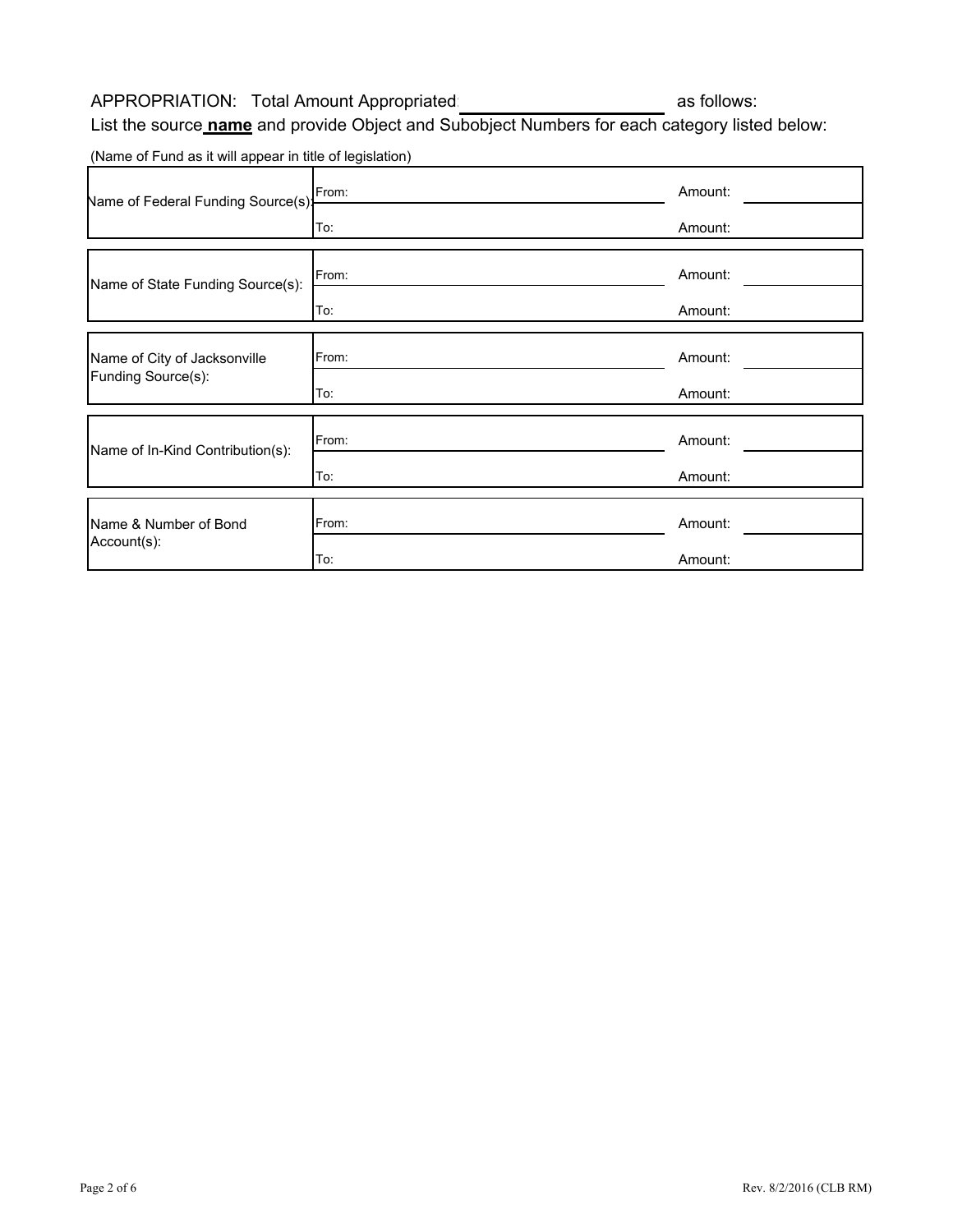APPROPRIATION: Total Amount Appropriated: \_\_\_\_\_\_\_\_\_\_\_\_\_\_\_\_\_\_\_\_ as follows:

List the source **name** and provide Object and Subobject Numbers for each category listed below:

(Name of Fund as it will appear in title of legislation)

| | | |
|---|---|---|
| Name of Federal Funding Source(s): | From: | Amount: |
| | To: | Amount: |

| | | |
|---|---|---|
| Name of State Funding Source(s): | From: | Amount: |
| | To: | Amount: |

| | | |
|---|---|---|
| Name of City of Jacksonville Funding Source(s): | From: | Amount: |
| | To: | Amount: |

| | | |
|---|---|---|
| Name of In-Kind Contribution(s): | From: | Amount: |
| | To: | Amount: |

| | | |
|---|---|---|
| Name & Number of Bond Account(s): | From: | Amount: |
| | To: | Amount: |

Rev. 8/2/2016 (CLB RM)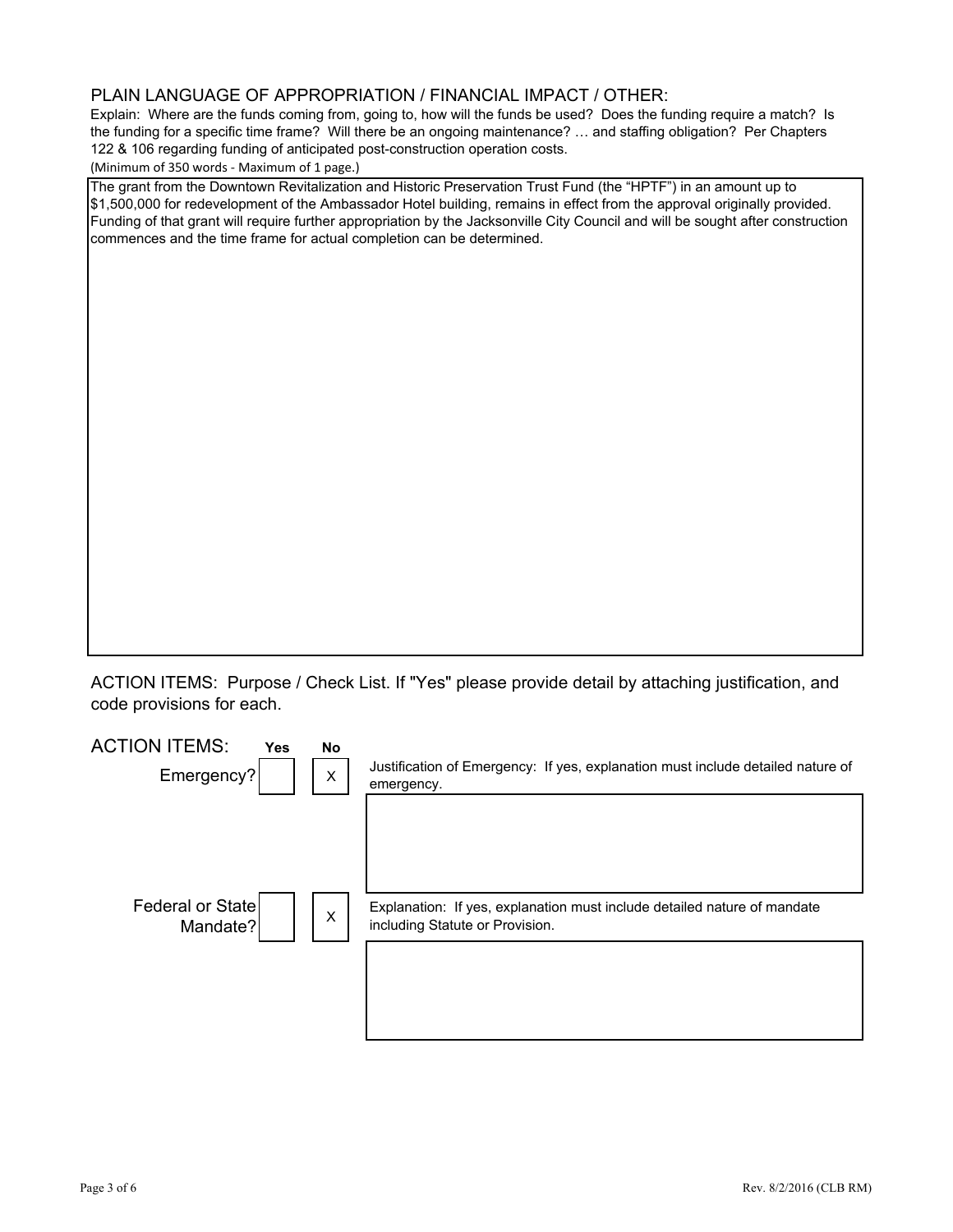## PLAIN LANGUAGE OF APPROPRIATION / FINANCIAL IMPACT / OTHER:

Explain: Where are the funds coming from, going to, how will the funds be used? Does the funding require a match? Is the funding for a specific time frame? Will there be an ongoing maintenance? … and staffing obligation? Per Chapters 122 & 106 regarding funding of anticipated post-construction operation costs.

(Minimum of 350 words - Maximum of 1 page.)

The grant from the Downtown Revitalization and Historic Preservation Trust Fund (the "HPTF") in an amount up to $1,500,000 for redevelopment of the Ambassador Hotel building, remains in effect from the approval originally provided. Funding of that grant will require further appropriation by the Jacksonville City Council and will be sought after construction commences and the time frame for actual completion can be determined.

## ACTION ITEMS: Purpose / Check List. If "Yes" please provide detail by attaching justification, and code provisions for each.

| ACTION ITEMS: | Yes | No | |
|---|---|---|---|
| Emergency? | | X | Justification of Emergency: If yes, explanation must include detailed nature of emergency. |
| Federal or State Mandate? | | X | Explanation: If yes, explanation must include detailed nature of mandate including Statute or Provision. |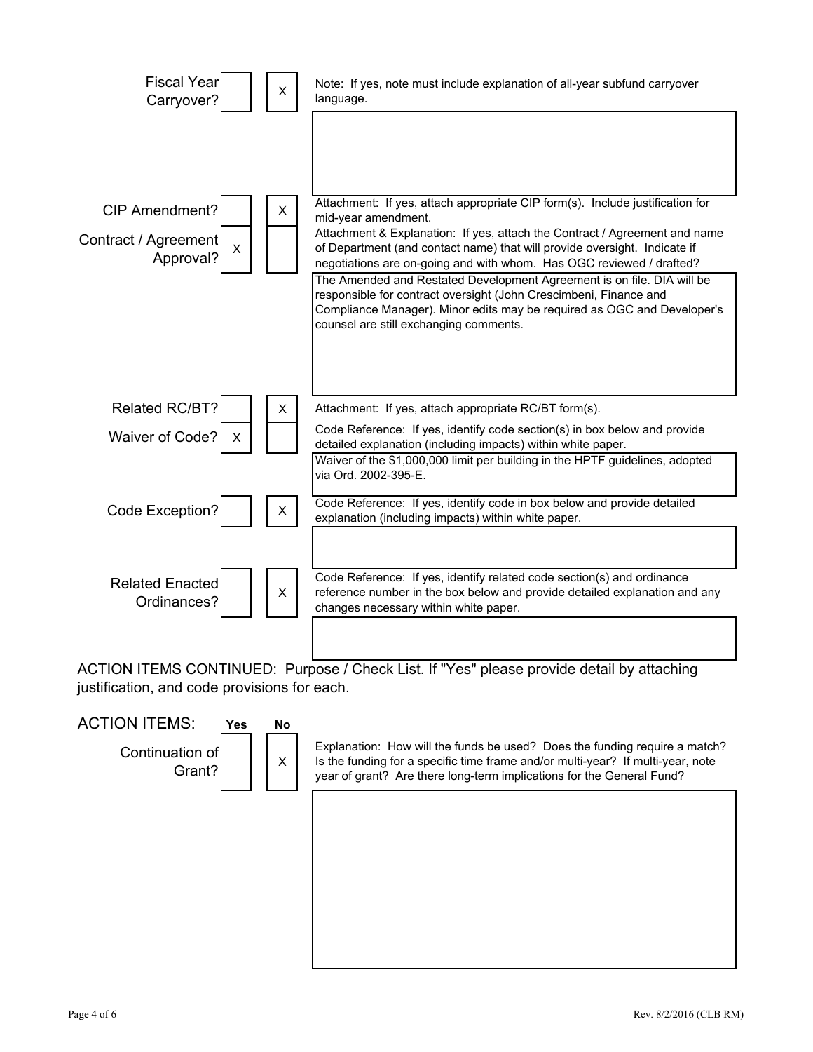| Item | Yes | No | Note / Explanation |
|---|---|---|---|
| Fiscal Year Carryover? | | X | Note: If yes, note must include explanation of all-year subfund carryover language. |
| CIP Amendment? | | X | Attachment: If yes, attach appropriate CIP form(s). Include justification for mid-year amendment. |
| Contract / Agreement Approval? | X | | Attachment & Explanation: If yes, attach the Contract / Agreement and name of Department (and contact name) that will provide oversight. Indicate if negotiations are on-going and with whom. Has OGC reviewed / drafted? |
| | | | The Amended and Restated Development Agreement is on file. DIA will be responsible for contract oversight (John Crescimbeni, Finance and Compliance Manager). Minor edits may be required as OGC and Developer's counsel are still exchanging comments. |
| Related RC/BT? | | X | Attachment: If yes, attach appropriate RC/BT form(s). |
| Waiver of Code? | X | | Code Reference: If yes, identify code section(s) in box below and provide detailed explanation (including impacts) within white paper. |
| | | | Waiver of the $1,000,000 limit per building in the HPTF guidelines, adopted via Ord. 2002-395-E. |
| Code Exception? | | X | Code Reference: If yes, identify code in box below and provide detailed explanation (including impacts) within white paper. |
| Related Enacted Ordinances? | | X | Code Reference: If yes, identify related code section(s) and ordinance reference number in the box below and provide detailed explanation and any changes necessary within white paper. |

ACTION ITEMS CONTINUED: Purpose / Check List. If "Yes" please provide detail by attaching justification, and code provisions for each.

| ACTION ITEMS: | Yes | No | Explanation |
|---|---|---|---|
| Continuation of Grant? | | X | Explanation: How will the funds be used? Does the funding require a match? Is the funding for a specific time frame and/or multi-year? If multi-year, note year of grant? Are there long-term implications for the General Fund? |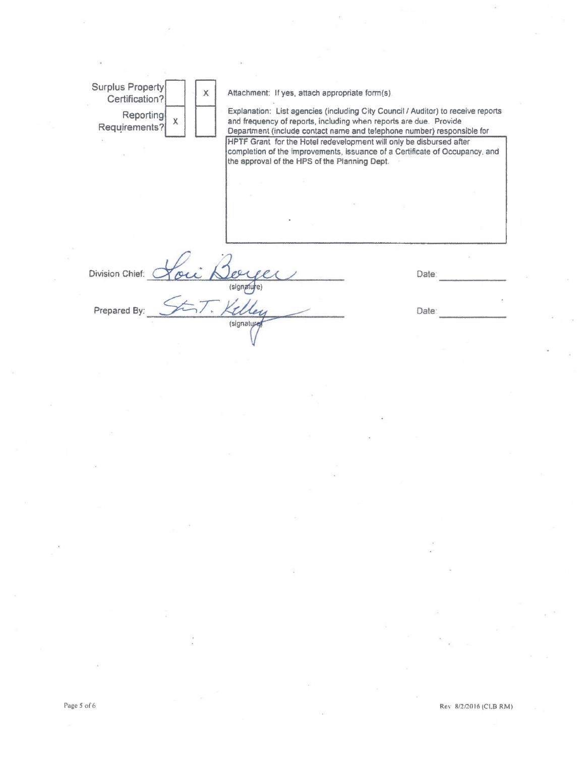| | Yes | No | |
|---|---|---|---|
| Surplus Property Certification? | | X | Attachment: If yes, attach appropriate form(s) |
| Reporting Requirements? | X | | Explanation: List agencies (including City Council / Auditor) to receive reports and frequency of reports, including when reports are due. Provide Department (include contact name and telephone number) responsible for |

HPTF Grant for the Hotel redevelopment will only be disbursed after completion of the improvements, issuance of a Certificate of Occupancy, and the approval of the HPS of the Planning Dept.

Division Chief: Lori Berger (signature) Date: ____________

Prepared By: Stan T. Kelley (signature) Date: ____________

Rev 8/2/2016 (CLB RM)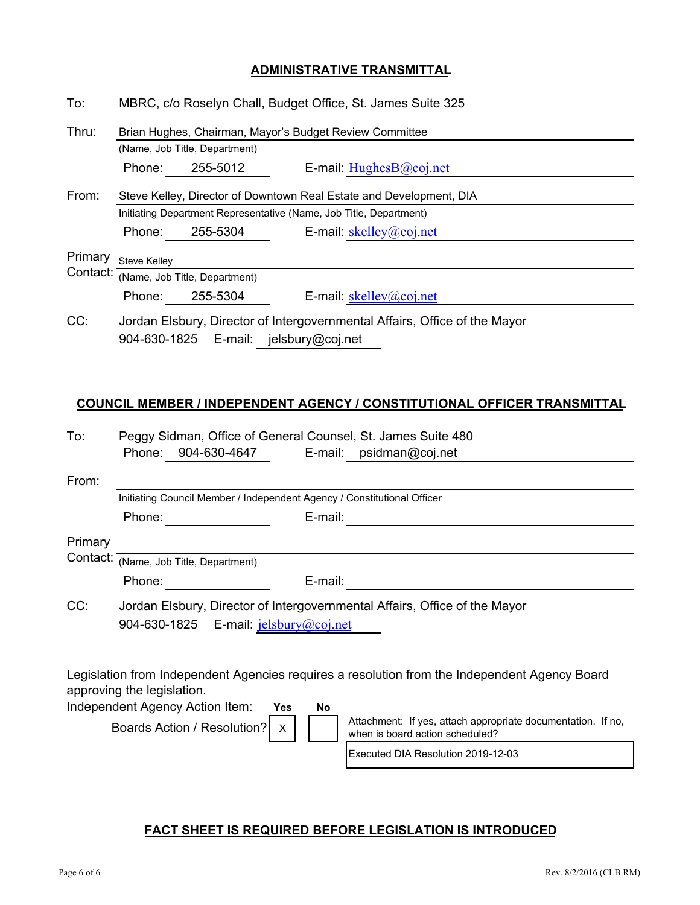## ADMINISTRATIVE TRANSMITTAL

To: MBRC, c/o Roselyn Chall, Budget Office, St. James Suite 325

Thru: Brian Hughes, Chairman, Mayor's Budget Review Committee
(Name, Job Title, Department)
Phone: 255-5012 E-mail: HughesB@coj.net

From: Steve Kelley, Director of Downtown Real Estate and Development, DIA
Initiating Department Representative (Name, Job Title, Department)
Phone: 255-5304 E-mail: skelley@coj.net

Primary Contact: Steve Kelley
(Name, Job Title, Department)
Phone: 255-5304 E-mail: skelley@coj.net

CC: Jordan Elsbury, Director of Intergovernmental Affairs, Office of the Mayor
904-630-1825 E-mail: jelsbury@coj.net

## COUNCIL MEMBER / INDEPENDENT AGENCY / CONSTITUTIONAL OFFICER TRANSMITTAL

To: Peggy Sidman, Office of General Counsel, St. James Suite 480
Phone: 904-630-4647 E-mail: psidman@coj.net

From:
Initiating Council Member / Independent Agency / Constitutional Officer
Phone: E-mail:

Primary Contact:
(Name, Job Title, Department)
Phone: E-mail:

CC: Jordan Elsbury, Director of Intergovernmental Affairs, Office of the Mayor
904-630-1825 E-mail: jelsbury@coj.net

Legislation from Independent Agencies requires a resolution from the Independent Agency Board approving the legislation.

Independent Agency Action Item:

| | Yes | No | Attachment: If yes, attach appropriate documentation. If no, when is board action scheduled? |
|---|---|---|---|
| Boards Action / Resolution? | X | | Executed DIA Resolution 2019-12-03 |

## FACT SHEET IS REQUIRED BEFORE LEGISLATION IS INTRODUCED

Rev. 8/2/2016 (CLB RM)